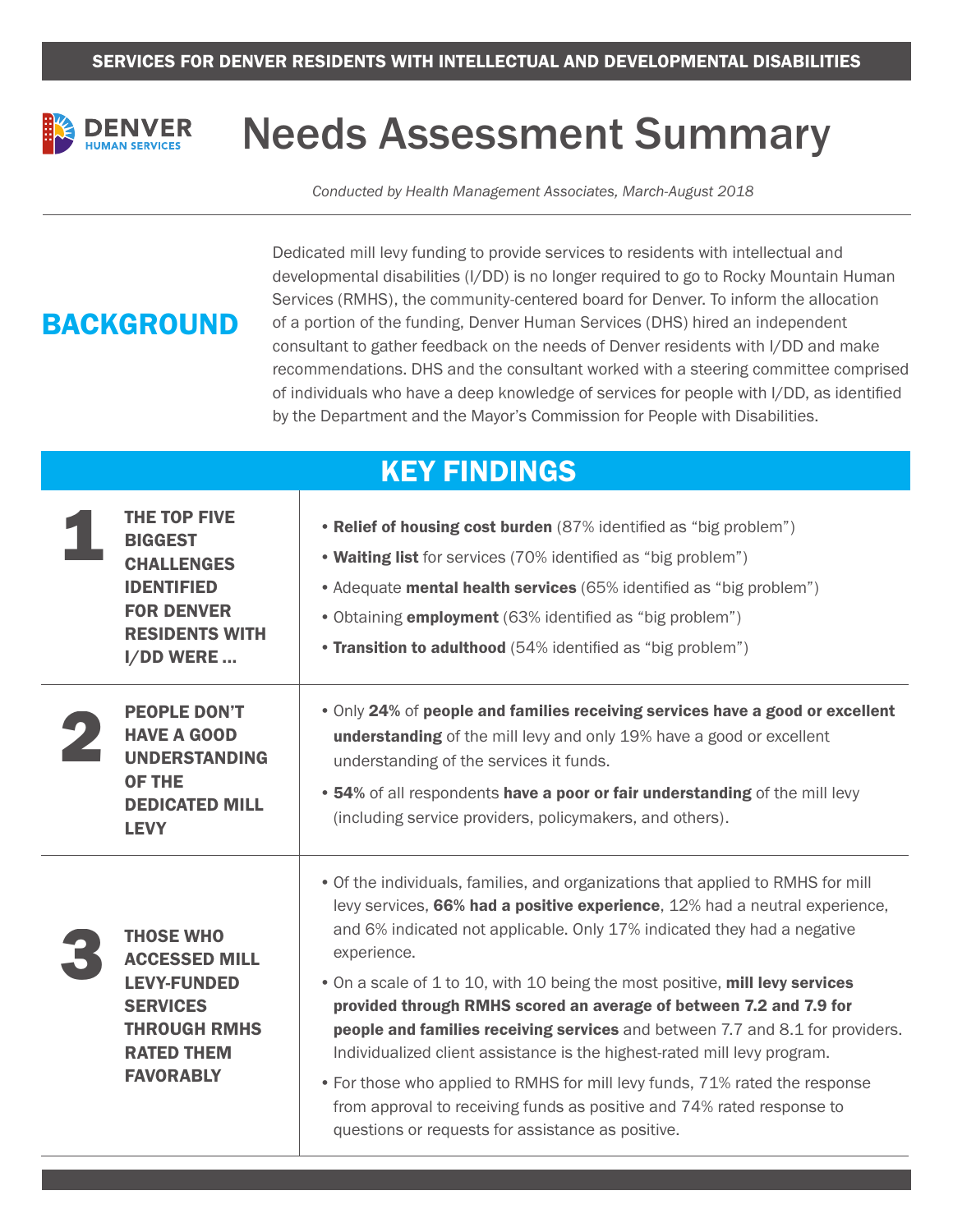SERVICES FOR DENVER RESIDENTS WITH INTELLECTUAL AND DEVELOPMENTAL DISABILITIES

DENVER HUMAN SERVICES

# Needs Assessment Summary

*Conducted by Health Management Associates, March-August 2018*

## BACKGROUND

Dedicated mill levy funding to provide services to residents with intellectual and developmental disabilities (I/DD) is no longer required to go to Rocky Mountain Human Services (RMHS), the community-centered board for Denver. To inform the allocation of a portion of the funding, Denver Human Services (DHS) hired an independent consultant to gather feedback on the needs of Denver residents with I/DD and make recommendations. DHS and the consultant worked with a steering committee comprised of individuals who have a deep knowledge of services for people with I/DD, as identified by the Department and the Mayor's Commission for People with Disabilities.

## KEY FINDINGS

### 1 THE TOP FIVE BIGGEST CHALLENGES IDENTIFIED FOR DENVER RESIDENTS WITH I/DD WERE ...

- **Relief of housing cost burden** (87% identified as "big problem")
- **Waiting list** for services (70% identified as "big problem")
- Adequate **mental health services** (65% identified as "big problem")
- Obtaining **employment** (63% identified as "big problem")
- **Transition to adulthood** (54% identified as "big problem")

### 2 PEOPLE DON'T HAVE A GOOD UNDERSTANDING OF THE DEDICATED MILL LEVY

- Only **24%** of **people and families receiving services have a good or excellent understanding** of the mill levy and only 19% have a good or excellent understanding of the services it funds.
- **54%** of all respondents **have a poor or fair understanding** of the mill levy (including service providers, policymakers, and others).

### 3 THOSE WHO ACCESSED MILL LEVY-FUNDED SERVICES THROUGH RMHS RATED THEM FAVORABLY

- Of the individuals, families, and organizations that applied to RMHS for mill levy services, **66% had a positive experience**, 12% had a neutral experience, and 6% indicated not applicable. Only 17% indicated they had a negative experience.
- On a scale of 1 to 10, with 10 being the most positive, **mill levy services provided through RMHS scored an average of between 7.2 and 7.9 for people and families receiving services** and between 7.7 and 8.1 for providers. Individualized client assistance is the highest-rated mill levy program.
- For those who applied to RMHS for mill levy funds, 71% rated the response from approval to receiving funds as positive and 74% rated response to questions or requests for assistance as positive.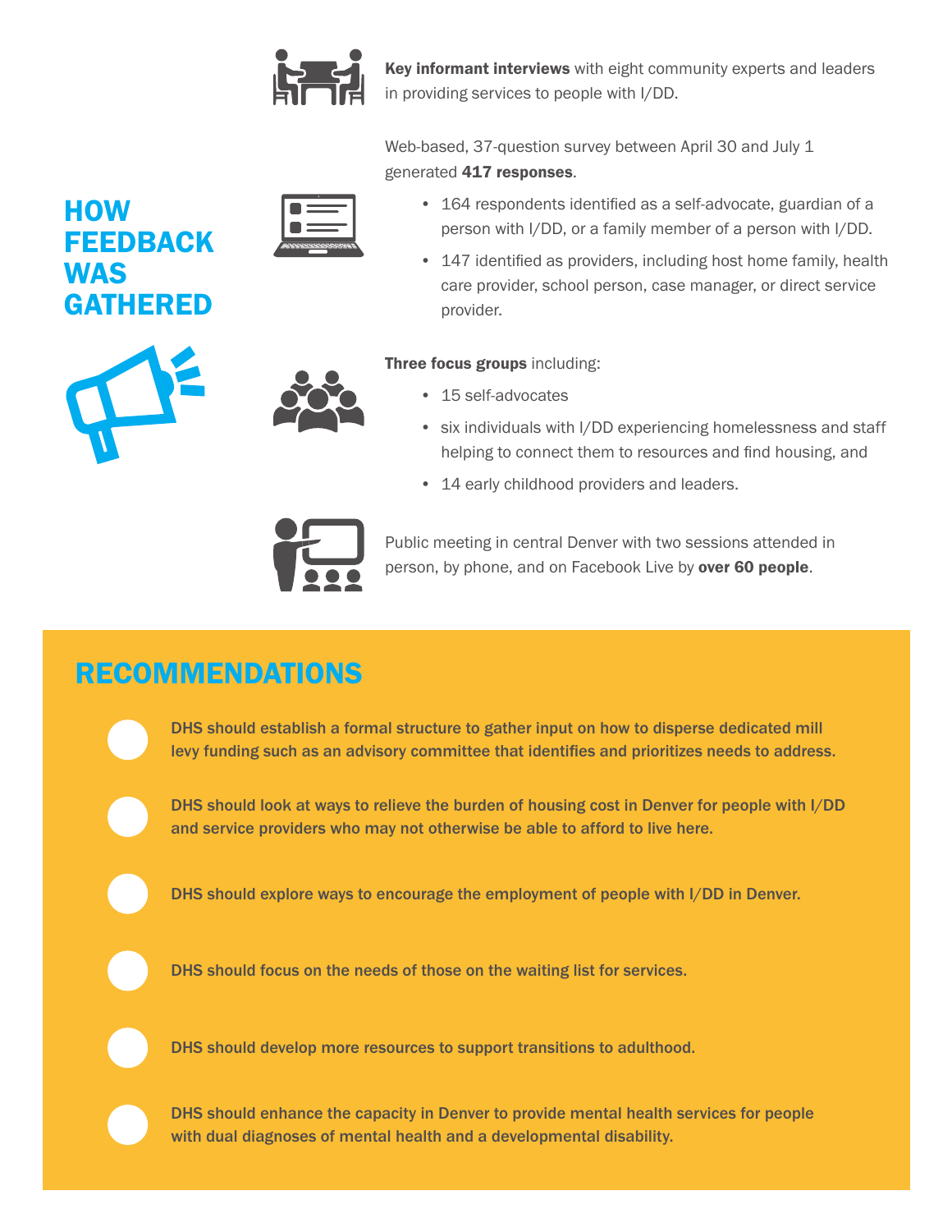## HOW FEEDBACK WAS GATHERED

**Key informant interviews** with eight community experts and leaders in providing services to people with I/DD.

Web-based, 37-question survey between April 30 and July 1 generated **417 responses**.

- 164 respondents identified as a self-advocate, guardian of a person with I/DD, or a family member of a person with I/DD.
- 147 identified as providers, including host home family, health care provider, school person, case manager, or direct service provider.

**Three focus groups** including:

- 15 self-advocates
- six individuals with I/DD experiencing homelessness and staff helping to connect them to resources and find housing, and
- 14 early childhood providers and leaders.

Public meeting in central Denver with two sessions attended in person, by phone, and on Facebook Live by **over 60 people**.

## RECOMMENDATIONS

- **DHS should establish a formal structure to gather input on how to disperse dedicated mill levy funding such as an advisory committee that identifies and prioritizes needs to address.**
- **DHS should look at ways to relieve the burden of housing cost in Denver for people with I/DD and service providers who may not otherwise be able to afford to live here.**
- **DHS should explore ways to encourage the employment of people with I/DD in Denver.**
- **DHS should focus on the needs of those on the waiting list for services.**
- **DHS should develop more resources to support transitions to adulthood.**
- **DHS should enhance the capacity in Denver to provide mental health services for people with dual diagnoses of mental health and a developmental disability.**